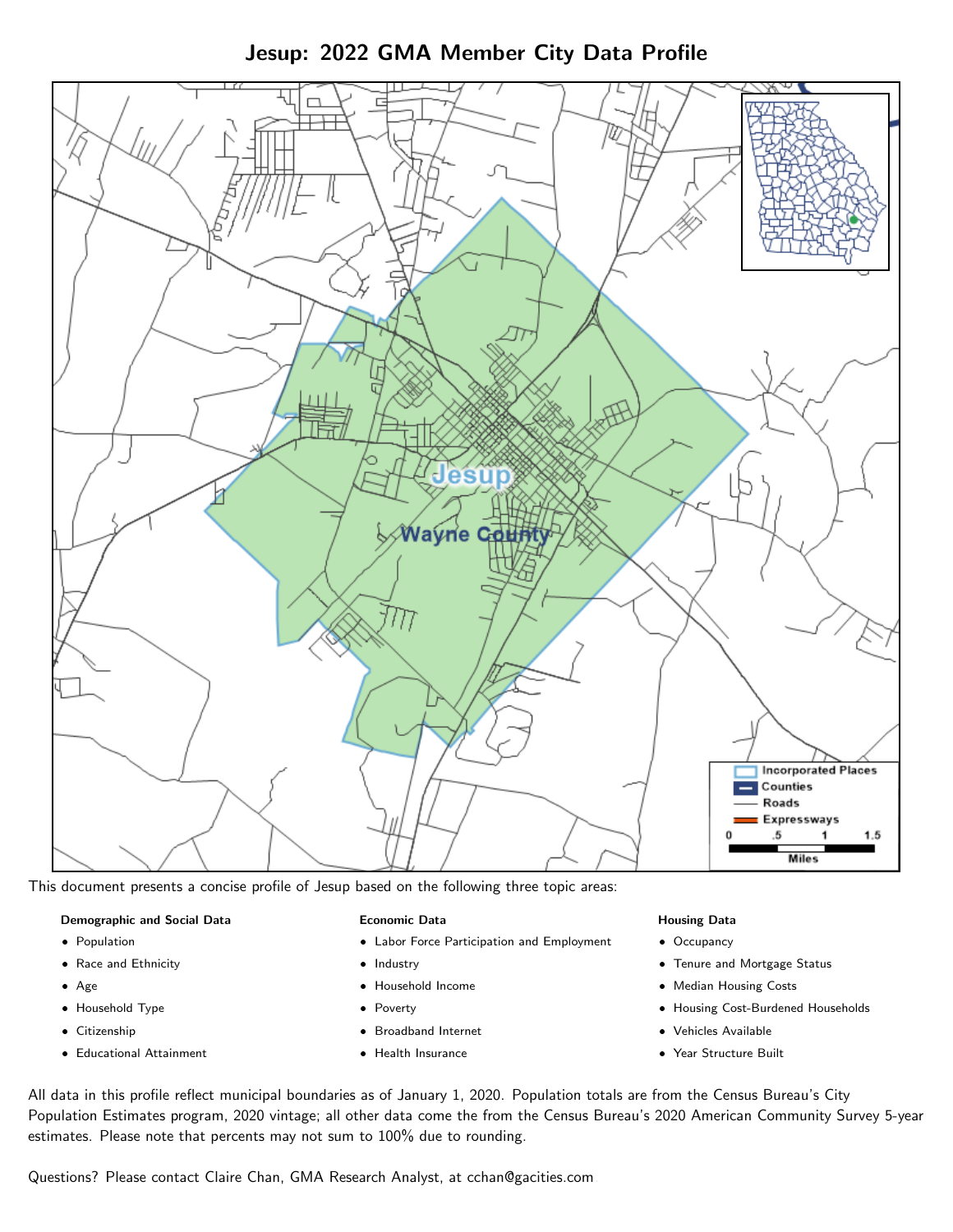# Jesup: 2022 GMA Member City Data Profile

This document presents a concise profile of Jesup based on the following three topic areas:

**Demographic and Social Data**

- Population
- Race and Ethnicity
- Age
- Household Type
- Citizenship
- Educational Attainment

**Economic Data**

- Labor Force Participation and Employment
- Industry
- Household Income
- Poverty
- Broadband Internet
- Health Insurance

**Housing Data**

- Occupancy
- Tenure and Mortgage Status
- Median Housing Costs
- Housing Cost-Burdened Households
- Vehicles Available
- Year Structure Built

All data in this profile reflect municipal boundaries as of January 1, 2020. Population totals are from the Census Bureau's City Population Estimates program, 2020 vintage; all other data come the from the Census Bureau's 2020 American Community Survey 5-year estimates. Please note that percents may not sum to 100% due to rounding.

Questions? Please contact Claire Chan, GMA Research Analyst, at cchan@gacities.com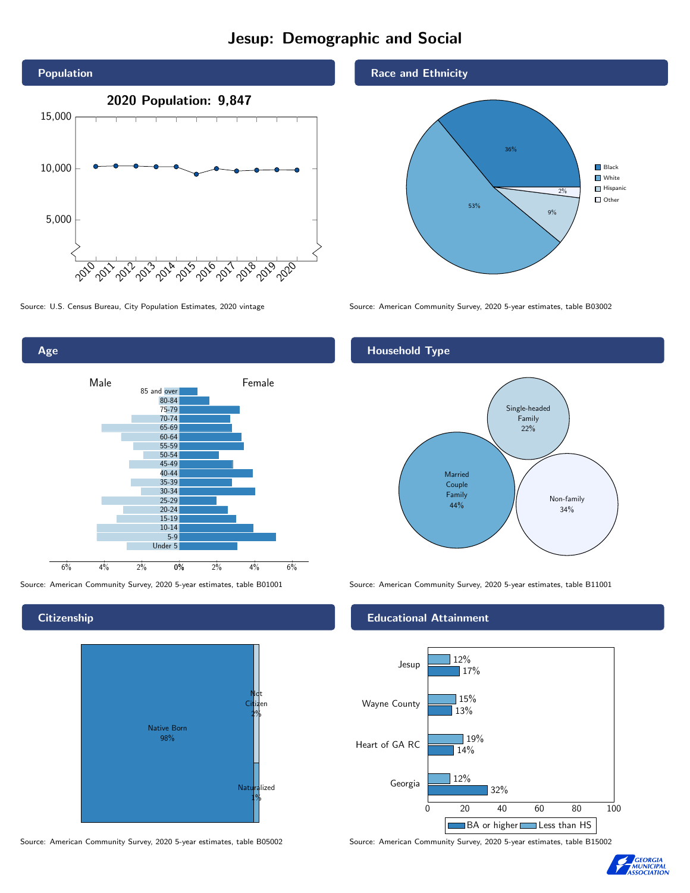# Jesup: Demographic and Social

## Population

2020 Population: 9,847

Source: U.S. Census Bureau, City Population Estimates, 2020 vintage

## Race and Ethnicity

| Race/Ethnicity | Percent |
|---|---|
| Black | 36% |
| White | 53% |
| Hispanic | 9% |
| Other | 2% |

Source: American Community Survey, 2020 5-year estimates, table B03002

## Age

Male / Female

85 and over, 80-84, 75-79, 70-74, 65-69, 60-64, 55-59, 50-54, 45-49, 40-44, 35-39, 30-34, 25-29, 20-24, 15-19, 10-14, 5-9, Under 5

Source: American Community Survey, 2020 5-year estimates, table B01001

## Household Type

| Household Type | Percent |
|---|---|
| Married Couple Family | 44% |
| Single-headed Family | 22% |
| Non-family | 34% |

Source: American Community Survey, 2020 5-year estimates, table B11001

## Citizenship

| Citizenship | Percent |
|---|---|
| Native Born | 98% |
| Not Citizen | 2% |
| Naturalized | 1% |

Source: American Community Survey, 2020 5-year estimates, table B05002

## Educational Attainment

| Area | Less than HS | BA or higher |
|---|---|---|
| Jesup | 12% | 17% |
| Wayne County | 15% | 13% |
| Heart of GA RC | 19% | 14% |
| Georgia | 12% | 32% |

Source: American Community Survey, 2020 5-year estimates, table B15002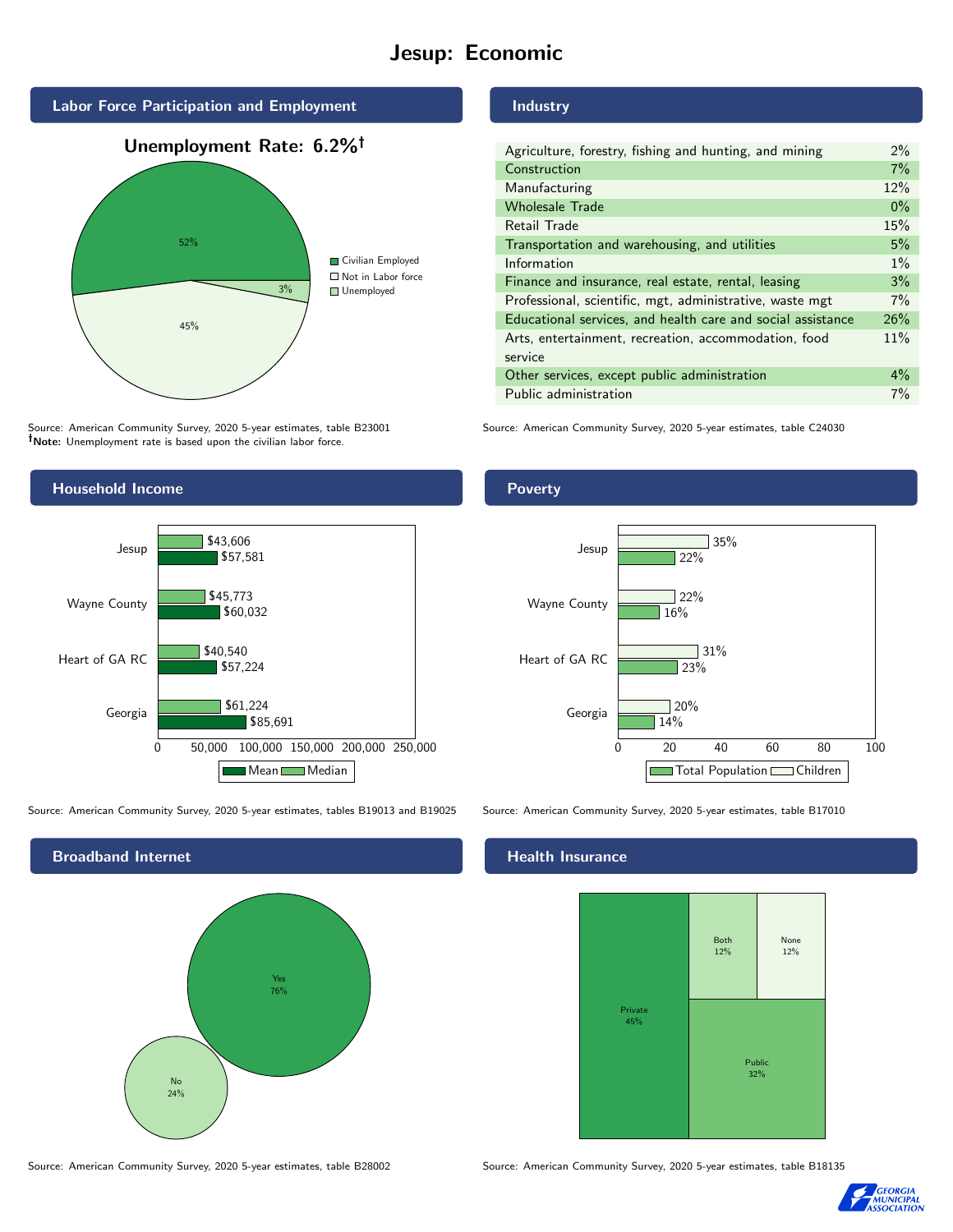# Jesup: Economic

## Labor Force Participation and Employment

**Unemployment Rate: 6.2%†**

| Category | Percent |
|---|---|
| Civilian Employed | 52% |
| Not in Labor force | 45% |
| Unemployed | 3% |

Source: American Community Survey, 2020 5-year estimates, table B23001
**†Note:** Unemployment rate is based upon the civilian labor force.

## Industry

| Industry | Percent |
|---|---|
| Agriculture, forestry, fishing and hunting, and mining | 2% |
| Construction | 7% |
| Manufacturing | 12% |
| Wholesale Trade | 0% |
| Retail Trade | 15% |
| Transportation and warehousing, and utilities | 5% |
| Information | 1% |
| Finance and insurance, real estate, rental, leasing | 3% |
| Professional, scientific, mgt, administrative, waste mgt | 7% |
| Educational services, and health care and social assistance | 26% |
| Arts, entertainment, recreation, accommodation, food service | 11% |
| Other services, except public administration | 4% |
| Public administration | 7% |

Source: American Community Survey, 2020 5-year estimates, table C24030

## Household Income

| | Median | Mean |
|---|---|---|
| Jesup | $43,606 | $57,581 |
| Wayne County | $45,773 | $60,032 |
| Heart of GA RC | $40,540 | $57,224 |
| Georgia | $61,224 | $85,691 |

Source: American Community Survey, 2020 5-year estimates, tables B19013 and B19025

## Poverty

| | Children | Total Population |
|---|---|---|
| Jesup | 35% | 22% |
| Wayne County | 22% | 16% |
| Heart of GA RC | 31% | 23% |
| Georgia | 20% | 14% |

Source: American Community Survey, 2020 5-year estimates, table B17010

## Broadband Internet

| | Percent |
|---|---|
| Yes | 76% |
| No | 24% |

Source: American Community Survey, 2020 5-year estimates, table B28002

## Health Insurance

| Type | Percent |
|---|---|
| Private | 45% |
| Public | 32% |
| Both | 12% |
| None | 12% |

Source: American Community Survey, 2020 5-year estimates, table B18135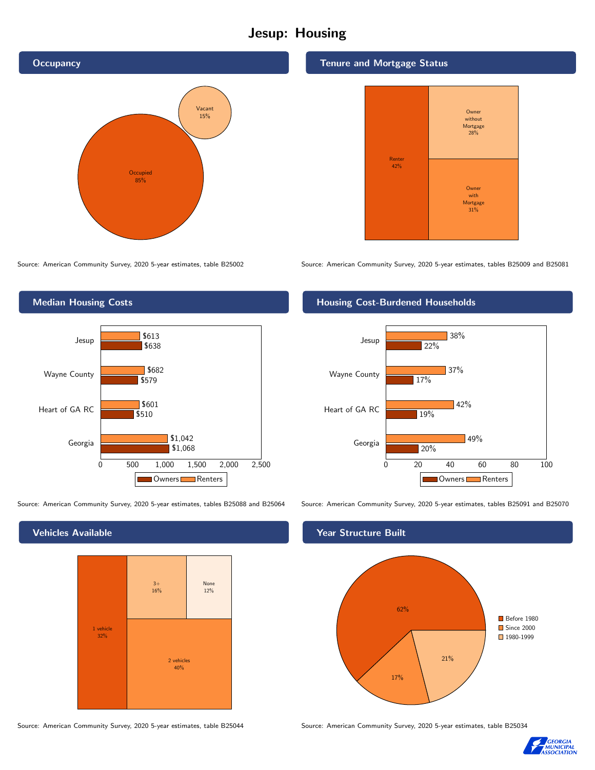# Jesup: Housing

## Occupancy

Vacant
15%

Occupied
85%

Source: American Community Survey, 2020 5-year estimates, table B25002

## Tenure and Mortgage Status

Renter
42%

Owner without Mortgage
28%

Owner with Mortgage
31%

Source: American Community Survey, 2020 5-year estimates, tables B25009 and B25081

## Median Housing Costs

Jesup
$613
$638

Wayne County
$682
$579

Heart of GA RC
$601
$510

Georgia
$1,042
$1,068

0 500 1,000 1,500 2,000 2,500

Owners Renters

Source: American Community Survey, 2020 5-year estimates, tables B25088 and B25064

## Housing Cost-Burdened Households

Jesup
38%
22%

Wayne County
37%
17%

Heart of GA RC
42%
19%

Georgia
49%
20%

0 20 40 60 80 100

Owners Renters

Source: American Community Survey, 2020 5-year estimates, tables B25091 and B25070

## Vehicles Available

1 vehicle
32%

3+
16%

None
12%

2 vehicles
40%

Source: American Community Survey, 2020 5-year estimates, table B25044

## Year Structure Built

62%

17%

21%

Before 1980
Since 2000
1980-1999

Source: American Community Survey, 2020 5-year estimates, table B25034

GEORGIA MUNICIPAL ASSOCIATION